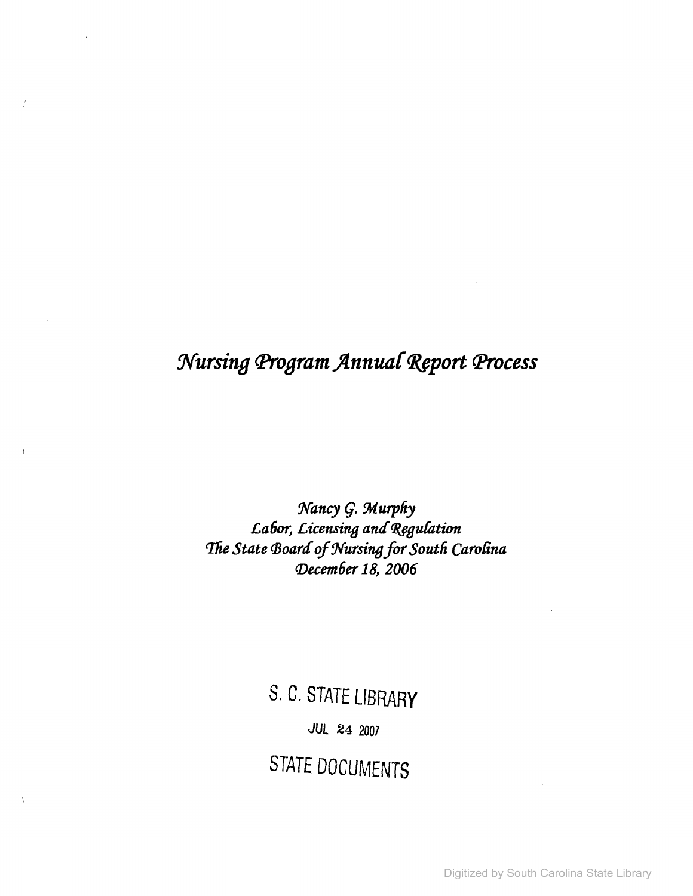# *Nursing Program Annual Report Process*

*Nancy G. Murphy*
*Labor, Licensing and Regulation*
*The State Board of Nursing for South Carolina*
*December 18, 2006*

S. C. STATE LIBRARY

JUL 24 2007

STATE DOCUMENTS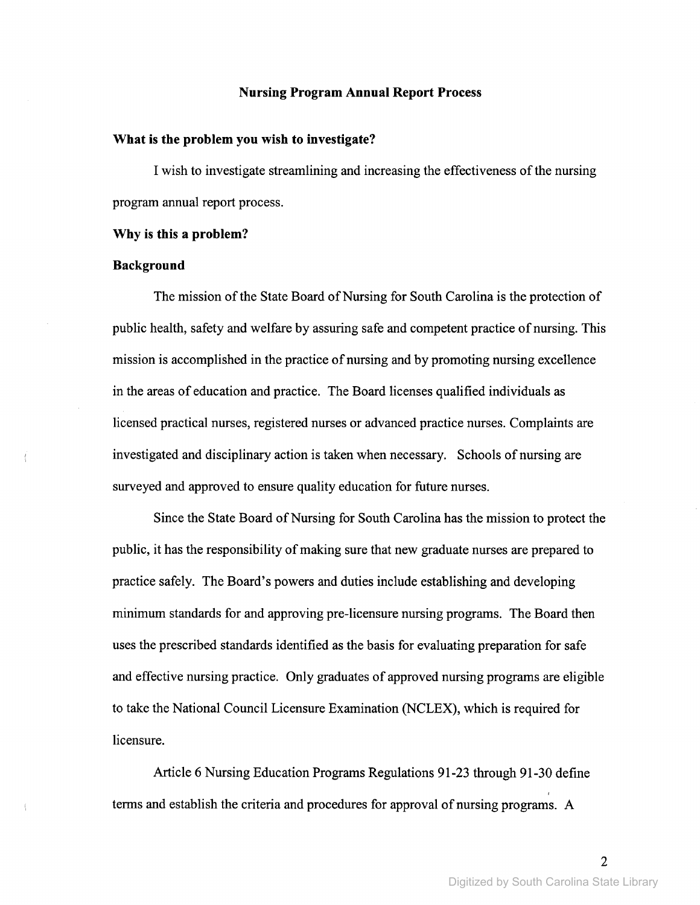## Nursing Program Annual Report Process

**What is the problem you wish to investigate?**

I wish to investigate streamlining and increasing the effectiveness of the nursing program annual report process.

**Why is this a problem?**

**Background**

The mission of the State Board of Nursing for South Carolina is the protection of public health, safety and welfare by assuring safe and competent practice of nursing. This mission is accomplished in the practice of nursing and by promoting nursing excellence in the areas of education and practice. The Board licenses qualified individuals as licensed practical nurses, registered nurses or advanced practice nurses. Complaints are investigated and disciplinary action is taken when necessary. Schools of nursing are surveyed and approved to ensure quality education for future nurses.

Since the State Board of Nursing for South Carolina has the mission to protect the public, it has the responsibility of making sure that new graduate nurses are prepared to practice safely. The Board's powers and duties include establishing and developing minimum standards for and approving pre-licensure nursing programs. The Board then uses the prescribed standards identified as the basis for evaluating preparation for safe and effective nursing practice. Only graduates of approved nursing programs are eligible to take the National Council Licensure Examination (NCLEX), which is required for licensure.

Article 6 Nursing Education Programs Regulations 91-23 through 91-30 define terms and establish the criteria and procedures for approval of nursing programs. A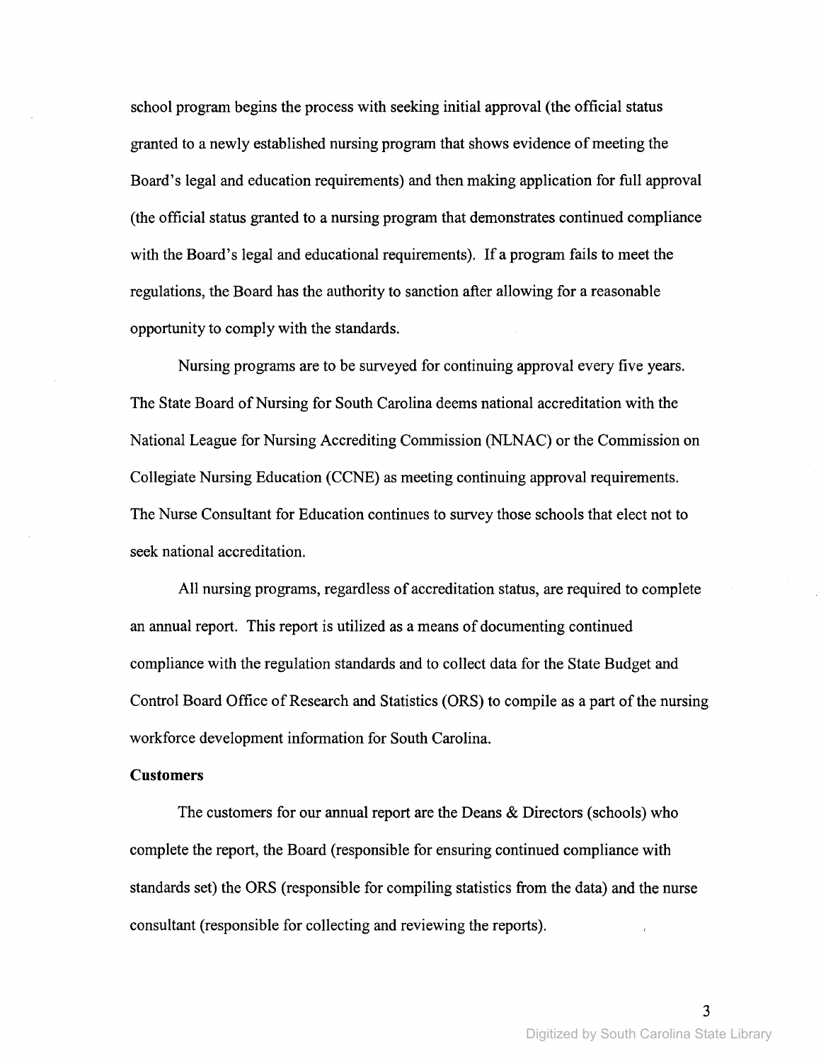school program begins the process with seeking initial approval (the official status granted to a newly established nursing program that shows evidence of meeting the Board's legal and education requirements) and then making application for full approval (the official status granted to a nursing program that demonstrates continued compliance with the Board's legal and educational requirements). If a program fails to meet the regulations, the Board has the authority to sanction after allowing for a reasonable opportunity to comply with the standards.

Nursing programs are to be surveyed for continuing approval every five years. The State Board of Nursing for South Carolina deems national accreditation with the National League for Nursing Accrediting Commission (NLNAC) or the Commission on Collegiate Nursing Education (CCNE) as meeting continuing approval requirements. The Nurse Consultant for Education continues to survey those schools that elect not to seek national accreditation.

All nursing programs, regardless of accreditation status, are required to complete an annual report. This report is utilized as a means of documenting continued compliance with the regulation standards and to collect data for the State Budget and Control Board Office of Research and Statistics (ORS) to compile as a part of the nursing workforce development information for South Carolina.

**Customers**

The customers for our annual report are the Deans & Directors (schools) who complete the report, the Board (responsible for ensuring continued compliance with standards set) the ORS (responsible for compiling statistics from the data) and the nurse consultant (responsible for collecting and reviewing the reports).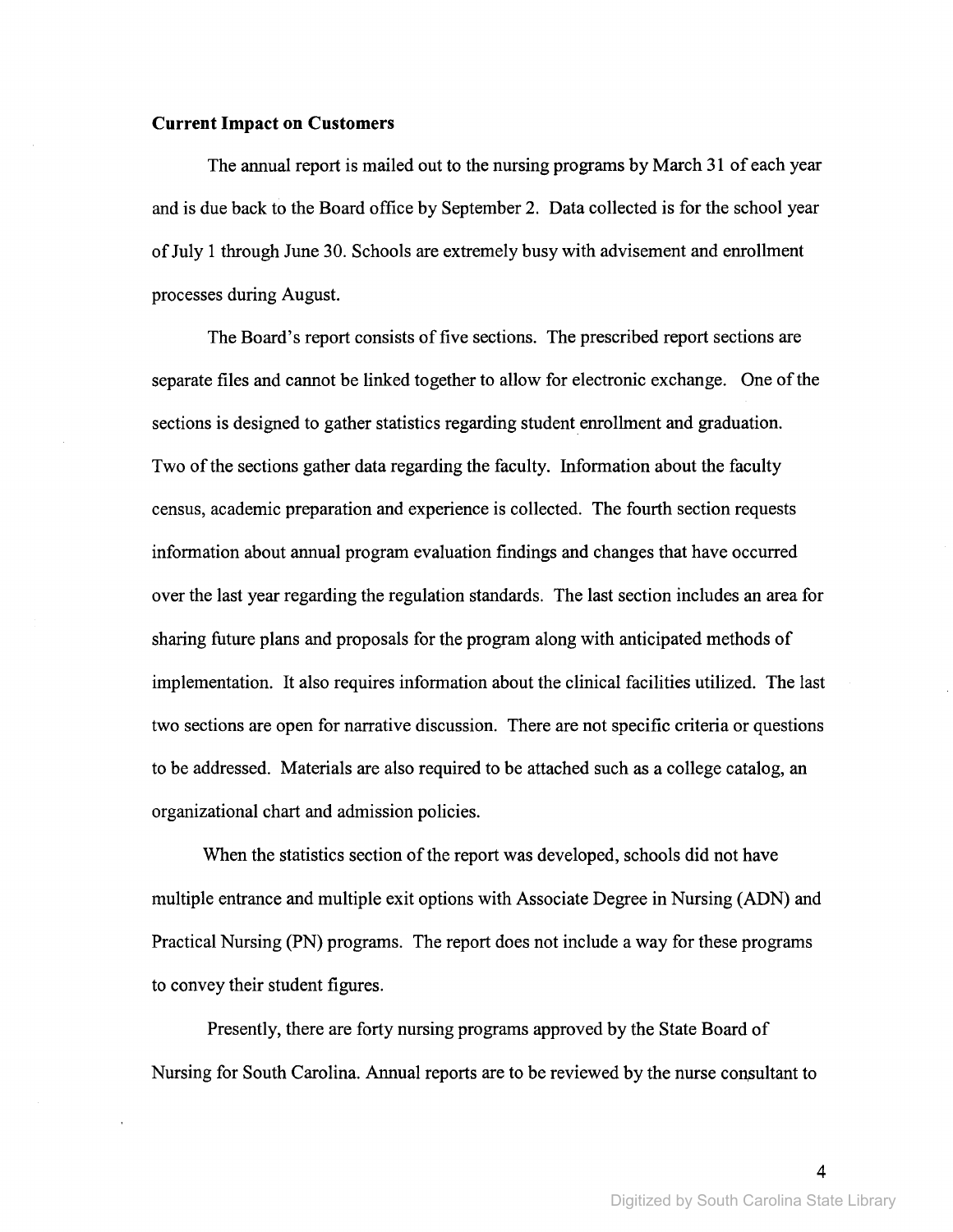**Current Impact on Customers**

The annual report is mailed out to the nursing programs by March 31 of each year and is due back to the Board office by September 2. Data collected is for the school year of July 1 through June 30. Schools are extremely busy with advisement and enrollment processes during August.

The Board's report consists of five sections. The prescribed report sections are separate files and cannot be linked together to allow for electronic exchange. One of the sections is designed to gather statistics regarding student enrollment and graduation. Two of the sections gather data regarding the faculty. Information about the faculty census, academic preparation and experience is collected. The fourth section requests information about annual program evaluation findings and changes that have occurred over the last year regarding the regulation standards. The last section includes an area for sharing future plans and proposals for the program along with anticipated methods of implementation. It also requires information about the clinical facilities utilized. The last two sections are open for narrative discussion. There are not specific criteria or questions to be addressed. Materials are also required to be attached such as a college catalog, an organizational chart and admission policies.

When the statistics section of the report was developed, schools did not have multiple entrance and multiple exit options with Associate Degree in Nursing (ADN) and Practical Nursing (PN) programs. The report does not include a way for these programs to convey their student figures.

Presently, there are forty nursing programs approved by the State Board of Nursing for South Carolina. Annual reports are to be reviewed by the nurse consultant to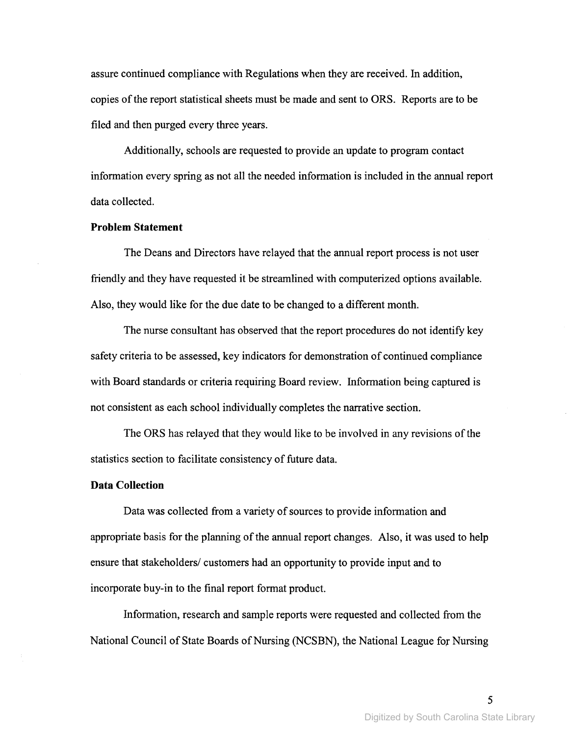assure continued compliance with Regulations when they are received. In addition, copies of the report statistical sheets must be made and sent to ORS. Reports are to be filed and then purged every three years.

Additionally, schools are requested to provide an update to program contact information every spring as not all the needed information is included in the annual report data collected.

**Problem Statement**

The Deans and Directors have relayed that the annual report process is not user friendly and they have requested it be streamlined with computerized options available. Also, they would like for the due date to be changed to a different month.

The nurse consultant has observed that the report procedures do not identify key safety criteria to be assessed, key indicators for demonstration of continued compliance with Board standards or criteria requiring Board review. Information being captured is not consistent as each school individually completes the narrative section.

The ORS has relayed that they would like to be involved in any revisions of the statistics section to facilitate consistency of future data.

**Data Collection**

Data was collected from a variety of sources to provide information and appropriate basis for the planning of the annual report changes. Also, it was used to help ensure that stakeholders/ customers had an opportunity to provide input and to incorporate buy-in to the final report format product.

Information, research and sample reports were requested and collected from the National Council of State Boards of Nursing (NCSBN), the National League for Nursing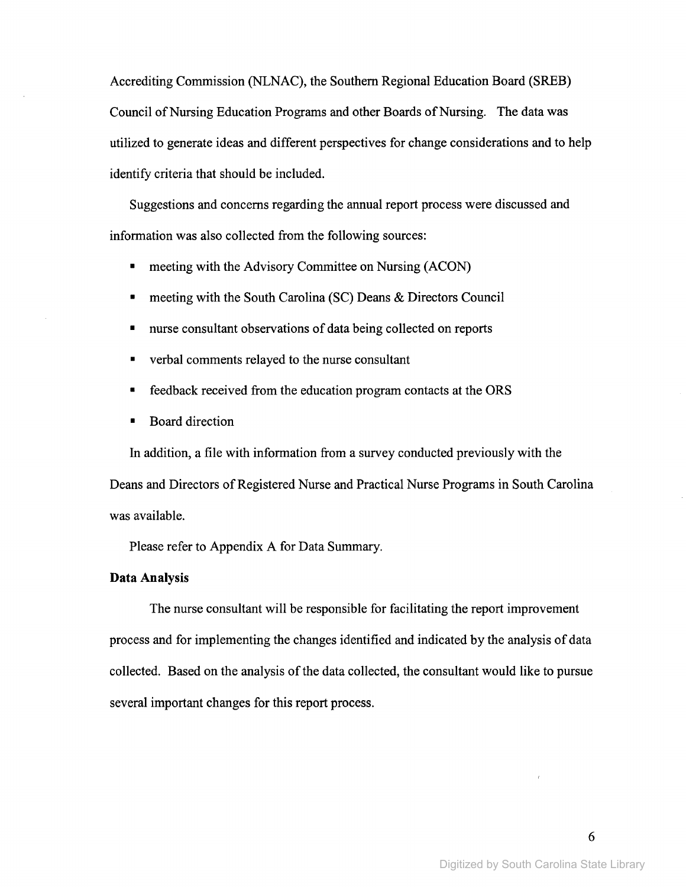Accrediting Commission (NLNAC), the Southern Regional Education Board (SREB) Council of Nursing Education Programs and other Boards of Nursing. The data was utilized to generate ideas and different perspectives for change considerations and to help identify criteria that should be included.

Suggestions and concerns regarding the annual report process were discussed and information was also collected from the following sources:

- meeting with the Advisory Committee on Nursing (ACON)
- meeting with the South Carolina (SC) Deans & Directors Council
- nurse consultant observations of data being collected on reports
- verbal comments relayed to the nurse consultant
- feedback received from the education program contacts at the ORS
- Board direction

In addition, a file with information from a survey conducted previously with the Deans and Directors of Registered Nurse and Practical Nurse Programs in South Carolina was available.

Please refer to Appendix A for Data Summary.

**Data Analysis**

The nurse consultant will be responsible for facilitating the report improvement process and for implementing the changes identified and indicated by the analysis of data collected. Based on the analysis of the data collected, the consultant would like to pursue several important changes for this report process.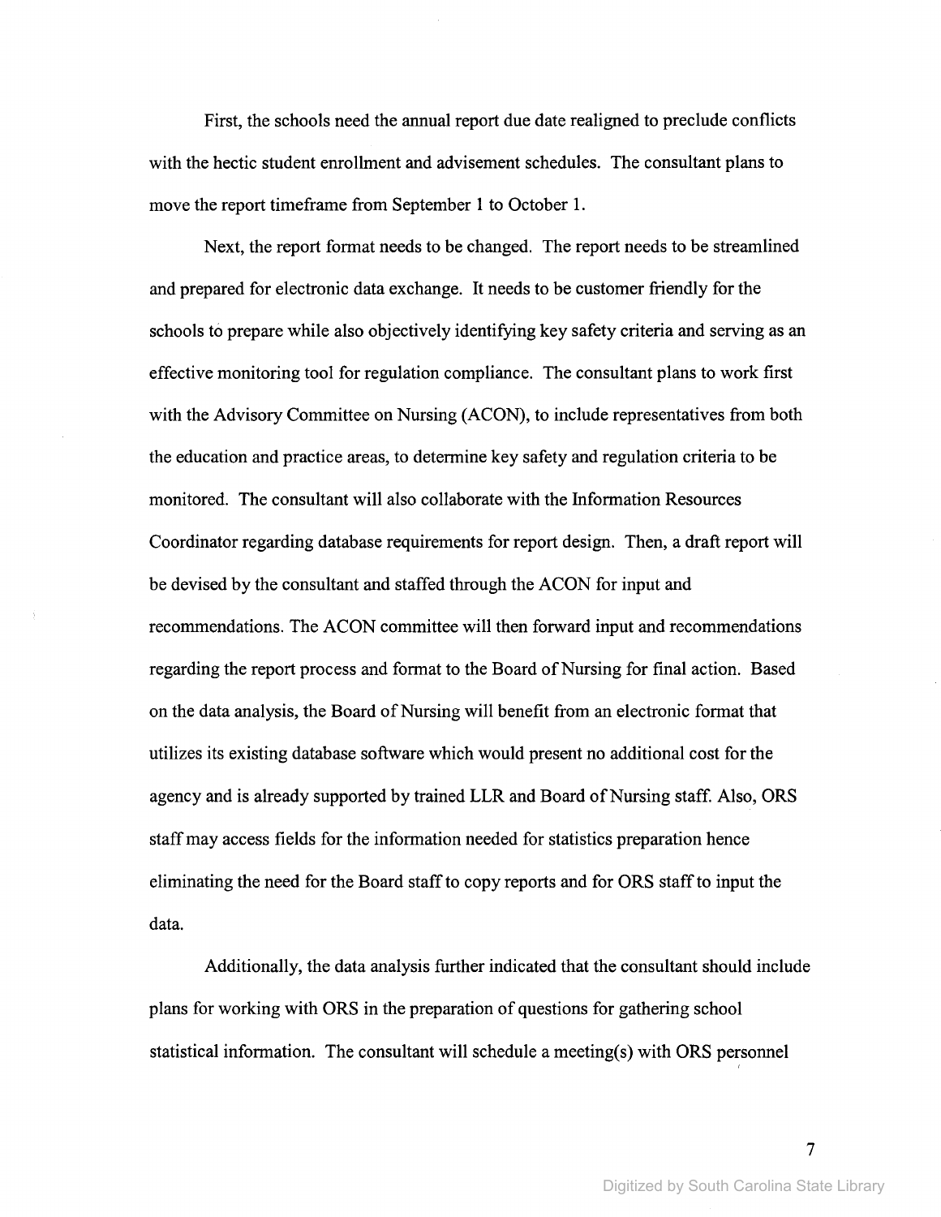First, the schools need the annual report due date realigned to preclude conflicts with the hectic student enrollment and advisement schedules. The consultant plans to move the report timeframe from September 1 to October 1.

Next, the report format needs to be changed. The report needs to be streamlined and prepared for electronic data exchange. It needs to be customer friendly for the schools to prepare while also objectively identifying key safety criteria and serving as an effective monitoring tool for regulation compliance. The consultant plans to work first with the Advisory Committee on Nursing (ACON), to include representatives from both the education and practice areas, to determine key safety and regulation criteria to be monitored. The consultant will also collaborate with the Information Resources Coordinator regarding database requirements for report design. Then, a draft report will be devised by the consultant and staffed through the ACON for input and recommendations. The ACON committee will then forward input and recommendations regarding the report process and format to the Board of Nursing for final action. Based on the data analysis, the Board of Nursing will benefit from an electronic format that utilizes its existing database software which would present no additional cost for the agency and is already supported by trained LLR and Board of Nursing staff. Also, ORS staff may access fields for the information needed for statistics preparation hence eliminating the need for the Board staff to copy reports and for ORS staff to input the data.

Additionally, the data analysis further indicated that the consultant should include plans for working with ORS in the preparation of questions for gathering school statistical information. The consultant will schedule a meeting(s) with ORS personnel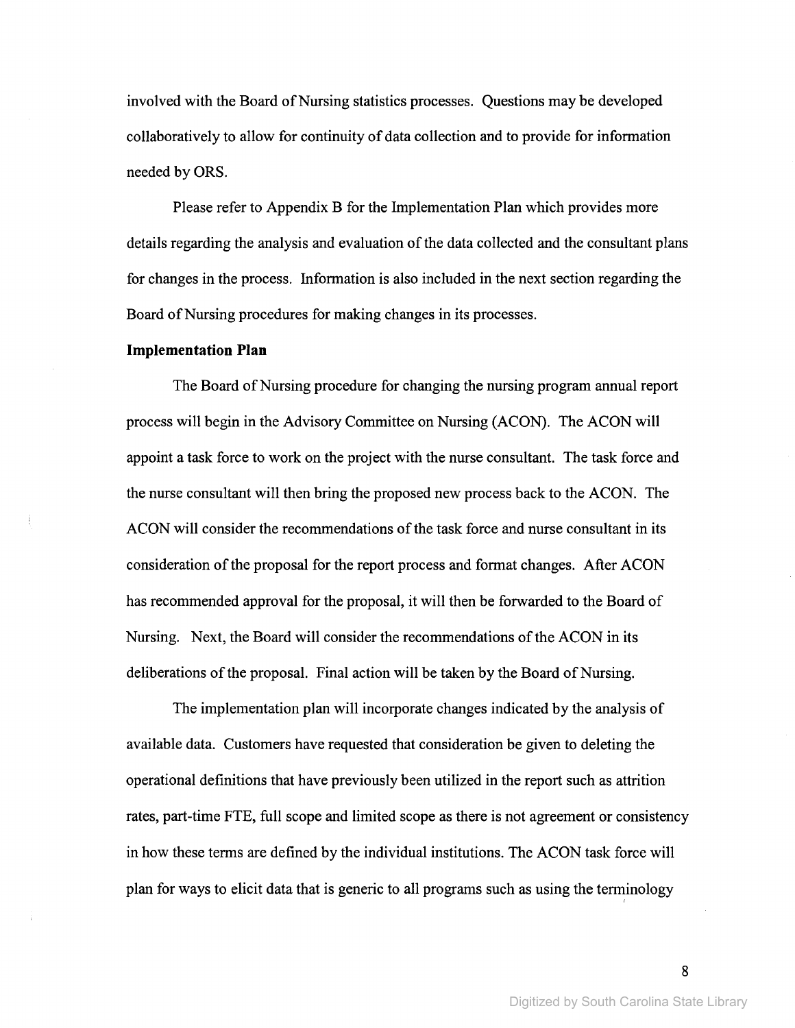involved with the Board of Nursing statistics processes. Questions may be developed collaboratively to allow for continuity of data collection and to provide for information needed by ORS.

Please refer to Appendix B for the Implementation Plan which provides more details regarding the analysis and evaluation of the data collected and the consultant plans for changes in the process. Information is also included in the next section regarding the Board of Nursing procedures for making changes in its processes.

**Implementation Plan**

The Board of Nursing procedure for changing the nursing program annual report process will begin in the Advisory Committee on Nursing (ACON). The ACON will appoint a task force to work on the project with the nurse consultant. The task force and the nurse consultant will then bring the proposed new process back to the ACON. The ACON will consider the recommendations of the task force and nurse consultant in its consideration of the proposal for the report process and format changes. After ACON has recommended approval for the proposal, it will then be forwarded to the Board of Nursing. Next, the Board will consider the recommendations of the ACON in its deliberations of the proposal. Final action will be taken by the Board of Nursing.

The implementation plan will incorporate changes indicated by the analysis of available data. Customers have requested that consideration be given to deleting the operational definitions that have previously been utilized in the report such as attrition rates, part-time FTE, full scope and limited scope as there is not agreement or consistency in how these terms are defined by the individual institutions. The ACON task force will plan for ways to elicit data that is generic to all programs such as using the terminology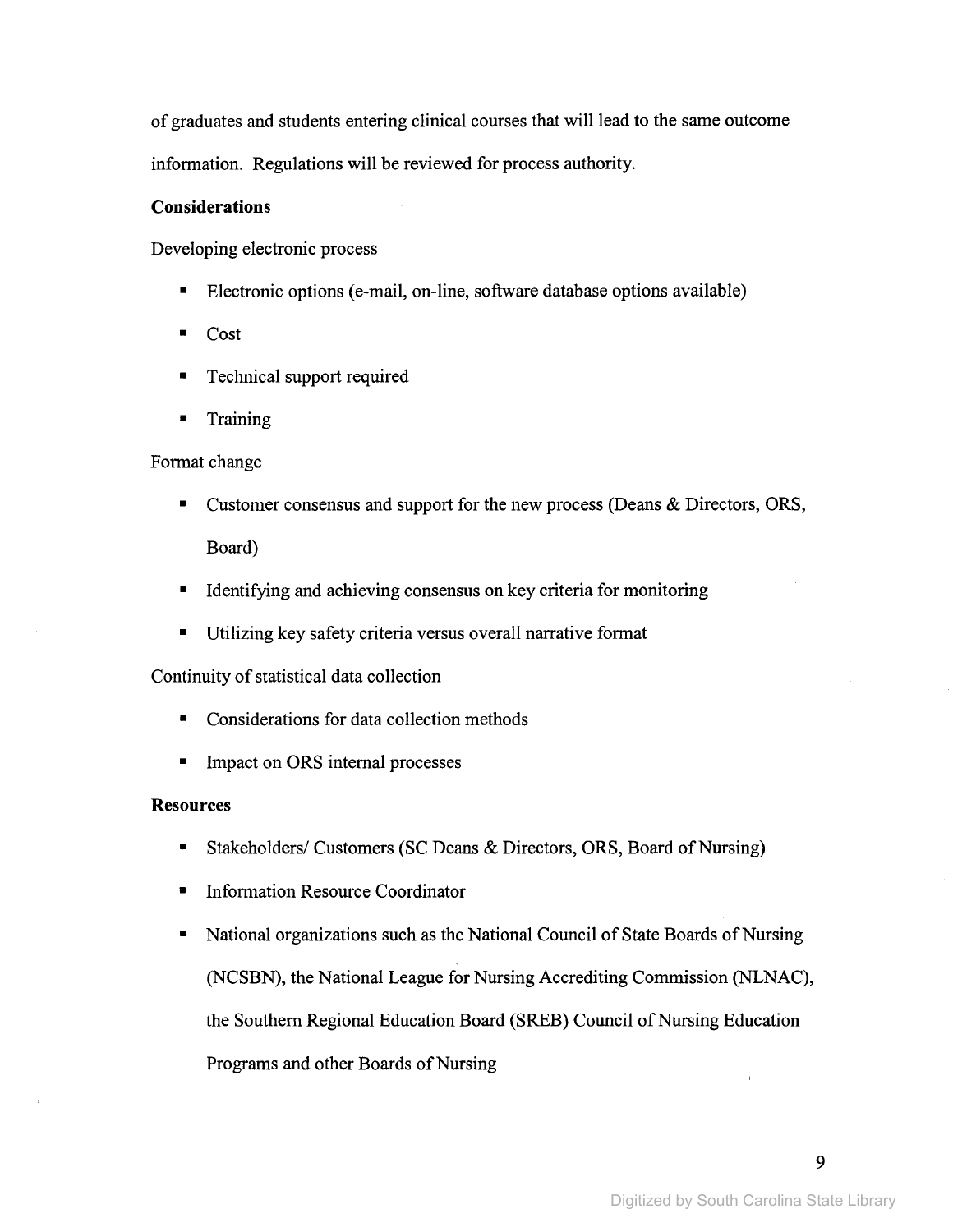of graduates and students entering clinical courses that will lead to the same outcome information. Regulations will be reviewed for process authority.

**Considerations**

Developing electronic process

- Electronic options (e-mail, on-line, software database options available)
- Cost
- Technical support required
- Training

Format change

- Customer consensus and support for the new process (Deans & Directors, ORS, Board)
- Identifying and achieving consensus on key criteria for monitoring
- Utilizing key safety criteria versus overall narrative format

Continuity of statistical data collection

- Considerations for data collection methods
- Impact on ORS internal processes

**Resources**

- Stakeholders/ Customers (SC Deans & Directors, ORS, Board of Nursing)
- Information Resource Coordinator
- National organizations such as the National Council of State Boards of Nursing (NCSBN), the National League for Nursing Accrediting Commission (NLNAC), the Southern Regional Education Board (SREB) Council of Nursing Education Programs and other Boards of Nursing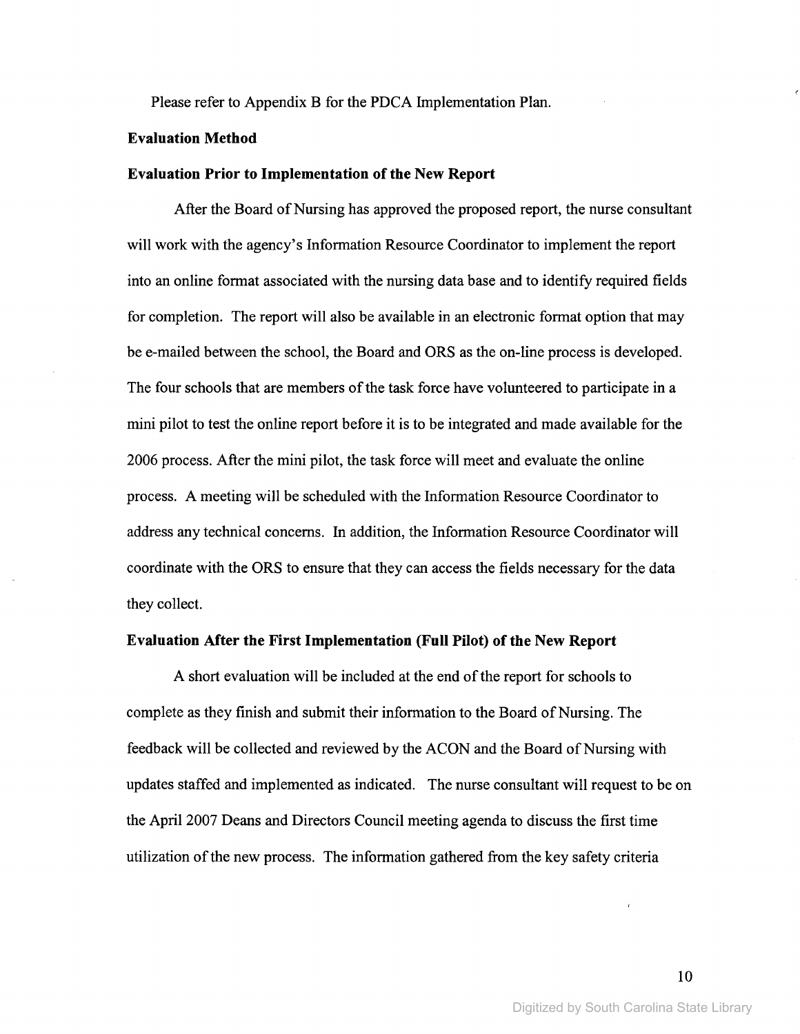Please refer to Appendix B for the PDCA Implementation Plan.

**Evaluation Method**

**Evaluation Prior to Implementation of the New Report**

After the Board of Nursing has approved the proposed report, the nurse consultant will work with the agency's Information Resource Coordinator to implement the report into an online format associated with the nursing data base and to identify required fields for completion. The report will also be available in an electronic format option that may be e-mailed between the school, the Board and ORS as the on-line process is developed. The four schools that are members of the task force have volunteered to participate in a mini pilot to test the online report before it is to be integrated and made available for the 2006 process. After the mini pilot, the task force will meet and evaluate the online process. A meeting will be scheduled with the Information Resource Coordinator to address any technical concerns. In addition, the Information Resource Coordinator will coordinate with the ORS to ensure that they can access the fields necessary for the data they collect.

**Evaluation After the First Implementation (Full Pilot) of the New Report**

A short evaluation will be included at the end of the report for schools to complete as they finish and submit their information to the Board of Nursing. The feedback will be collected and reviewed by the ACON and the Board of Nursing with updates staffed and implemented as indicated. The nurse consultant will request to be on the April 2007 Deans and Directors Council meeting agenda to discuss the first time utilization of the new process. The information gathered from the key safety criteria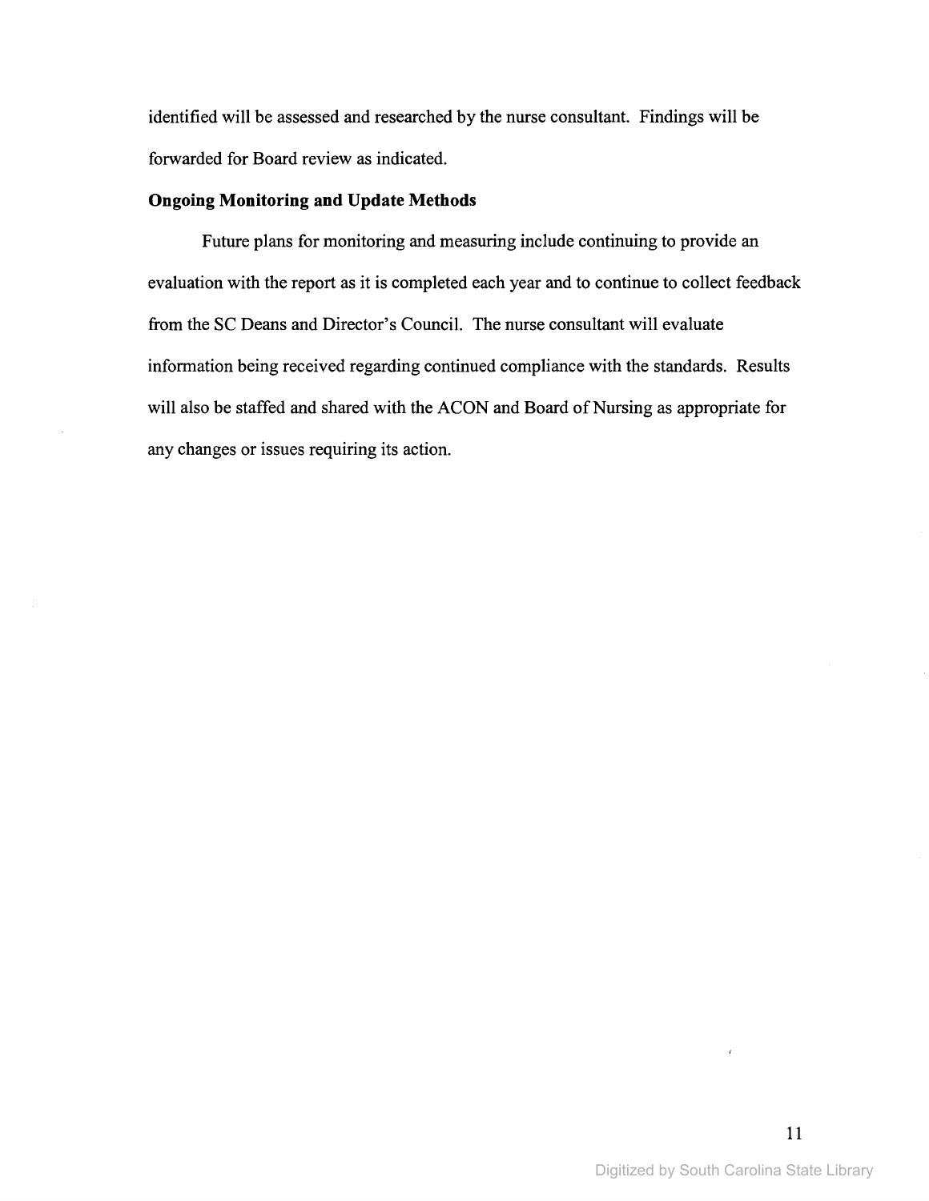identified will be assessed and researched by the nurse consultant. Findings will be forwarded for Board review as indicated.

**Ongoing Monitoring and Update Methods**

Future plans for monitoring and measuring include continuing to provide an evaluation with the report as it is completed each year and to continue to collect feedback from the SC Deans and Director's Council. The nurse consultant will evaluate information being received regarding continued compliance with the standards. Results will also be staffed and shared with the ACON and Board of Nursing as appropriate for any changes or issues requiring its action.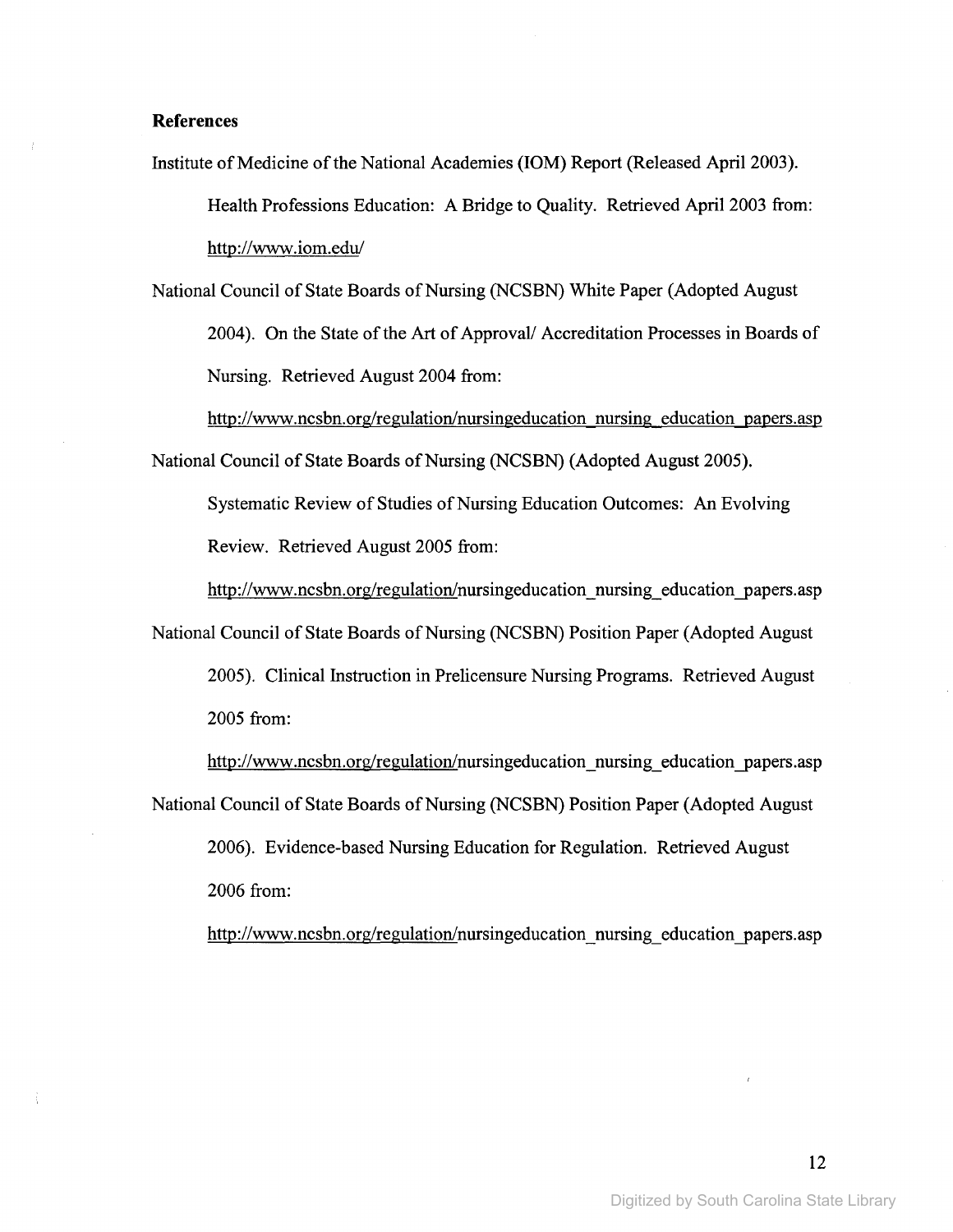**References**

Institute of Medicine of the National Academies (IOM) Report (Released April 2003). Health Professions Education: A Bridge to Quality. Retrieved April 2003 from: http://www.iom.edu/

National Council of State Boards of Nursing (NCSBN) White Paper (Adopted August 2004). On the State of the Art of Approval/ Accreditation Processes in Boards of Nursing. Retrieved August 2004 from: http://www.ncsbn.org/regulation/nursingeducation_nursing_education_papers.asp

National Council of State Boards of Nursing (NCSBN) (Adopted August 2005). Systematic Review of Studies of Nursing Education Outcomes: An Evolving Review. Retrieved August 2005 from: http://www.ncsbn.org/regulation/nursingeducation_nursing_education_papers.asp

National Council of State Boards of Nursing (NCSBN) Position Paper (Adopted August 2005). Clinical Instruction in Prelicensure Nursing Programs. Retrieved August 2005 from: http://www.ncsbn.org/regulation/nursingeducation_nursing_education_papers.asp

National Council of State Boards of Nursing (NCSBN) Position Paper (Adopted August 2006). Evidence-based Nursing Education for Regulation. Retrieved August 2006 from: http://www.ncsbn.org/regulation/nursingeducation_nursing_education_papers.asp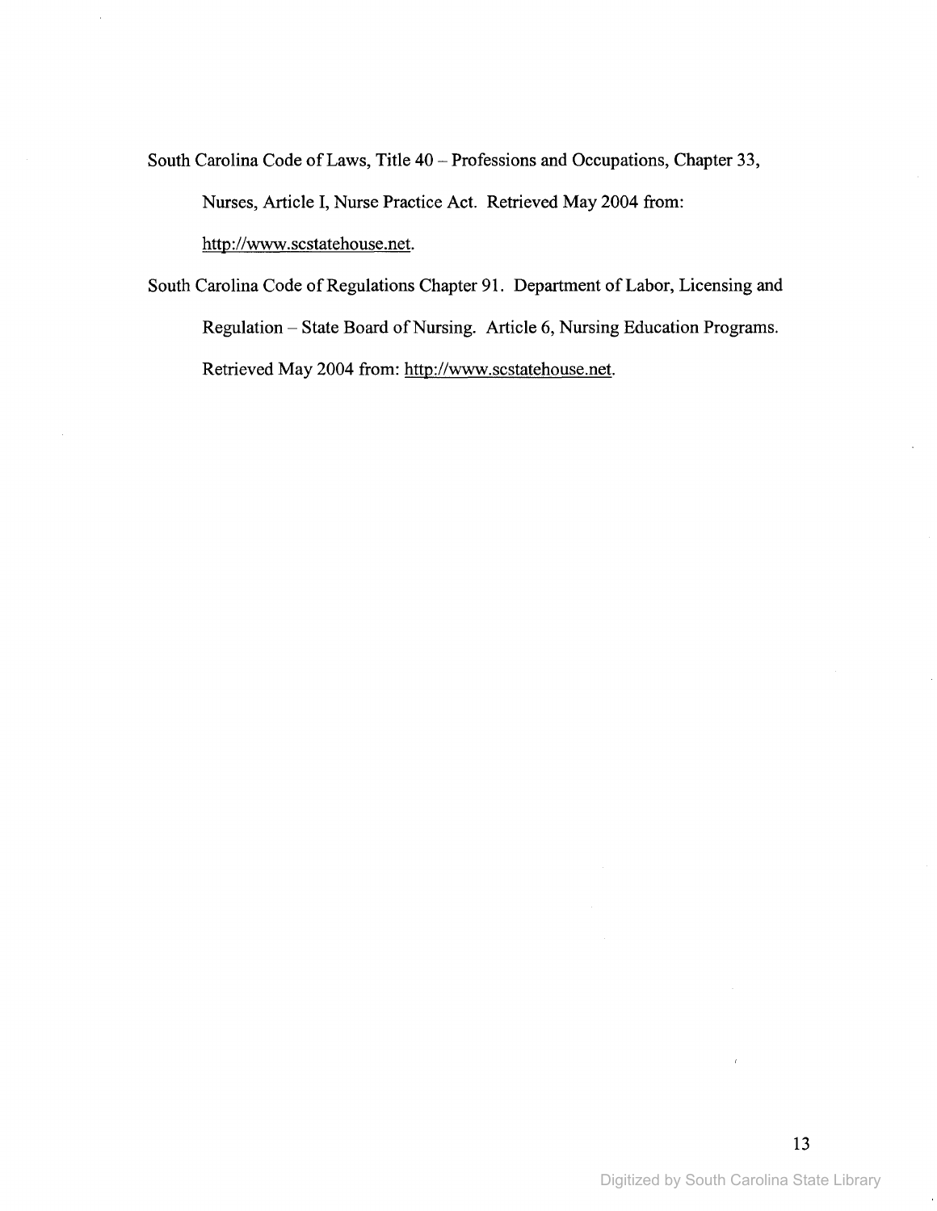South Carolina Code of Laws, Title 40 – Professions and Occupations, Chapter 33, Nurses, Article I, Nurse Practice Act. Retrieved May 2004 from: http://www.scstatehouse.net.

South Carolina Code of Regulations Chapter 91. Department of Labor, Licensing and Regulation – State Board of Nursing. Article 6, Nursing Education Programs. Retrieved May 2004 from: http://www.scstatehouse.net.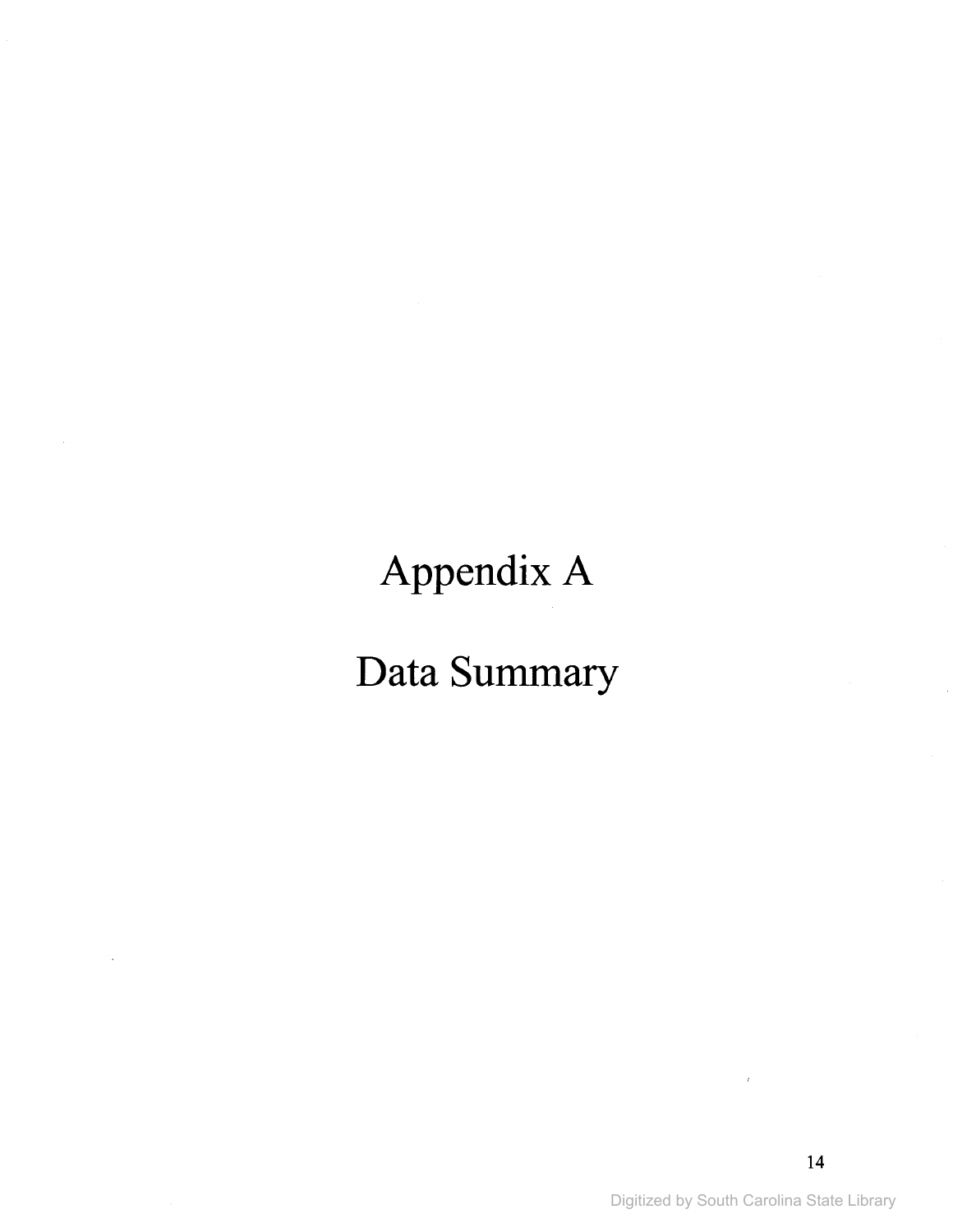# Appendix A

# Data Summary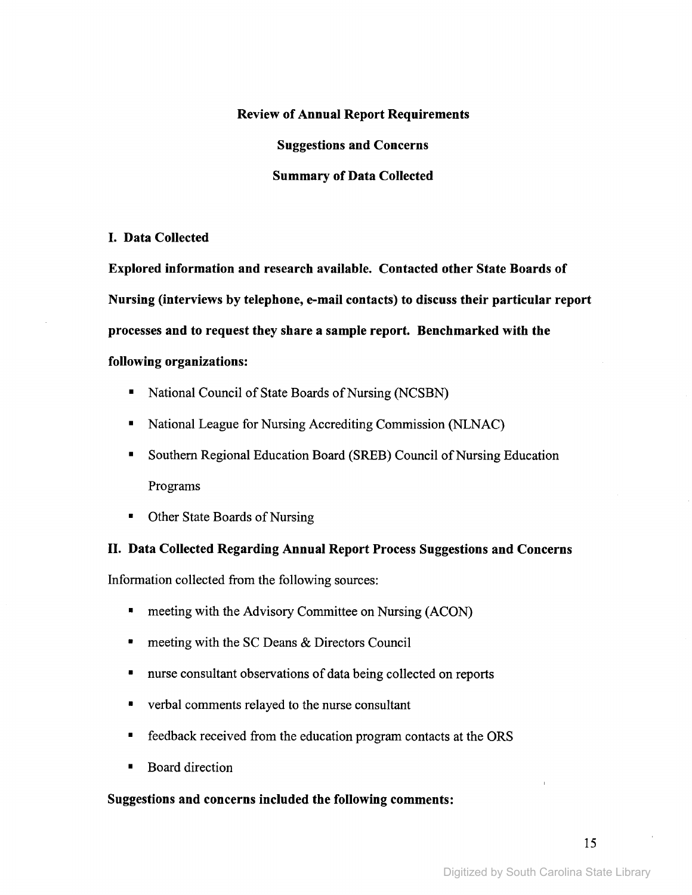# Review of Annual Report Requirements

## Suggestions and Concerns

## Summary of Data Collected

### I. Data Collected

**Explored information and research available. Contacted other State Boards of Nursing (interviews by telephone, e-mail contacts) to discuss their particular report processes and to request they share a sample report. Benchmarked with the following organizations:**

- National Council of State Boards of Nursing (NCSBN)
- National League for Nursing Accrediting Commission (NLNAC)
- Southern Regional Education Board (SREB) Council of Nursing Education Programs
- Other State Boards of Nursing

### II. Data Collected Regarding Annual Report Process Suggestions and Concerns

Information collected from the following sources:

- meeting with the Advisory Committee on Nursing (ACON)
- meeting with the SC Deans & Directors Council
- nurse consultant observations of data being collected on reports
- verbal comments relayed to the nurse consultant
- feedback received from the education program contacts at the ORS
- Board direction

**Suggestions and concerns included the following comments:**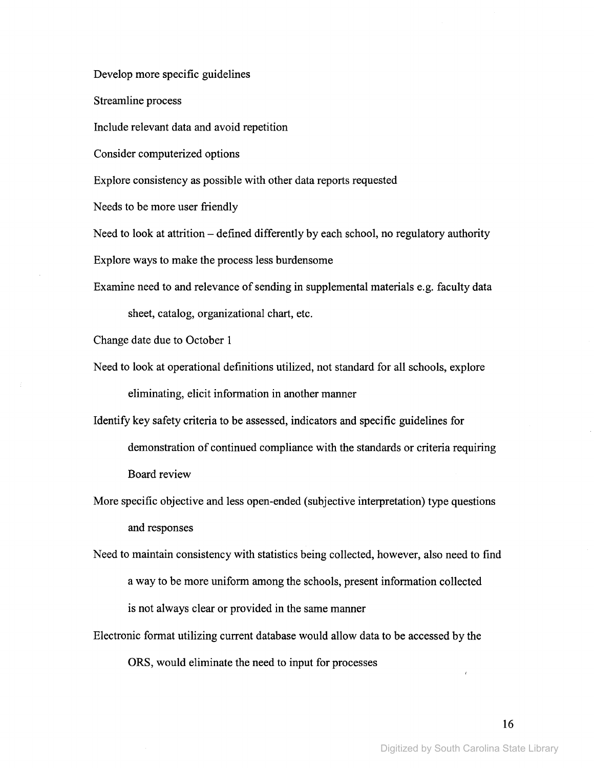Develop more specific guidelines

Streamline process

Include relevant data and avoid repetition

Consider computerized options

Explore consistency as possible with other data reports requested

Needs to be more user friendly

Need to look at attrition – defined differently by each school, no regulatory authority

Explore ways to make the process less burdensome

Examine need to and relevance of sending in supplemental materials e.g. faculty data sheet, catalog, organizational chart, etc.

Change date due to October 1

Need to look at operational definitions utilized, not standard for all schools, explore eliminating, elicit information in another manner

Identify key safety criteria to be assessed, indicators and specific guidelines for demonstration of continued compliance with the standards or criteria requiring Board review

More specific objective and less open-ended (subjective interpretation) type questions and responses

Need to maintain consistency with statistics being collected, however, also need to find a way to be more uniform among the schools, present information collected is not always clear or provided in the same manner

Electronic format utilizing current database would allow data to be accessed by the ORS, would eliminate the need to input for processes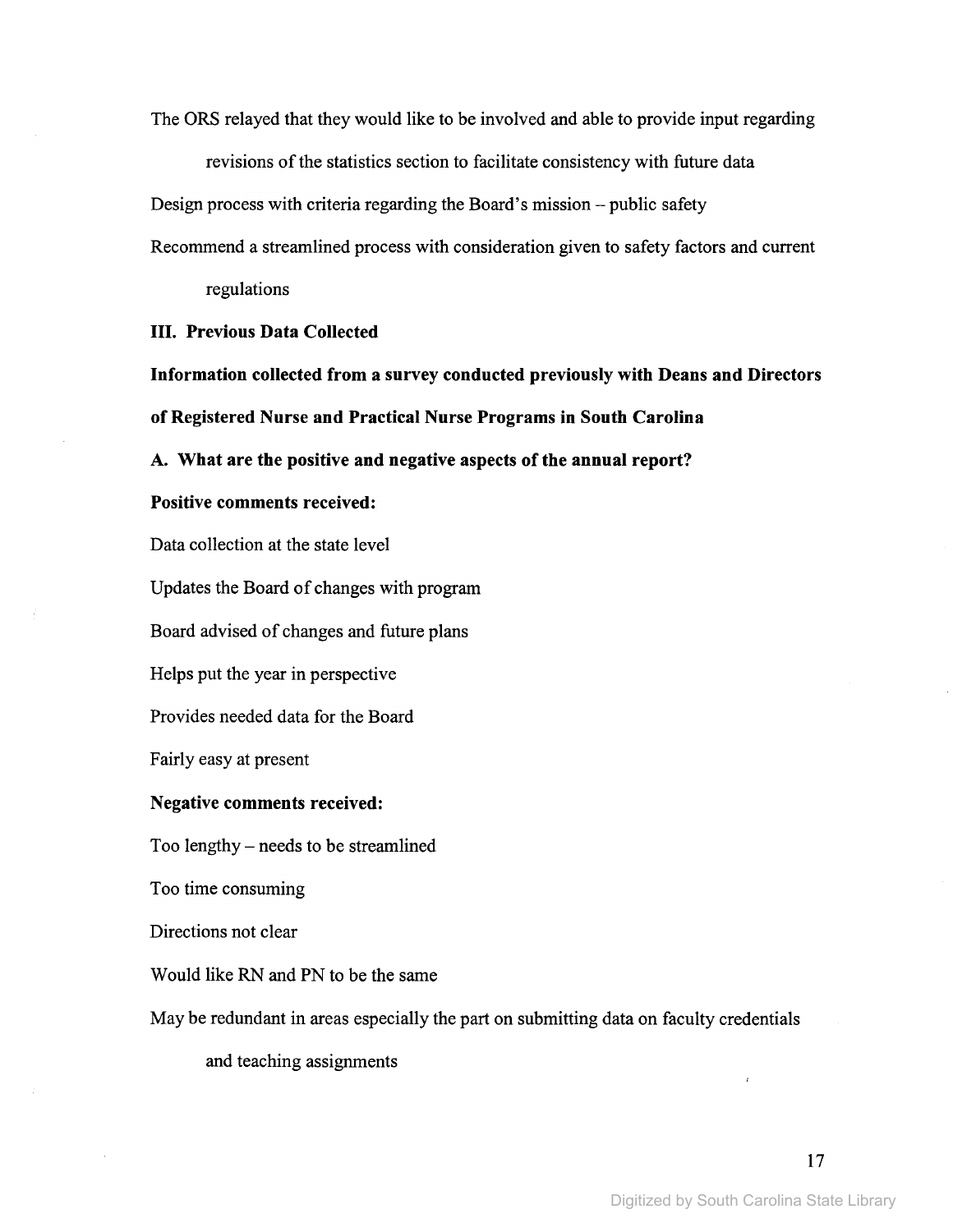The ORS relayed that they would like to be involved and able to provide input regarding revisions of the statistics section to facilitate consistency with future data

Design process with criteria regarding the Board's mission – public safety

Recommend a streamlined process with consideration given to safety factors and current regulations

## III. Previous Data Collected

**Information collected from a survey conducted previously with Deans and Directors of Registered Nurse and Practical Nurse Programs in South Carolina**

### A. What are the positive and negative aspects of the annual report?

**Positive comments received:**

Data collection at the state level

Updates the Board of changes with program

Board advised of changes and future plans

Helps put the year in perspective

Provides needed data for the Board

Fairly easy at present

**Negative comments received:**

Too lengthy – needs to be streamlined

Too time consuming

Directions not clear

Would like RN and PN to be the same

May be redundant in areas especially the part on submitting data on faculty credentials and teaching assignments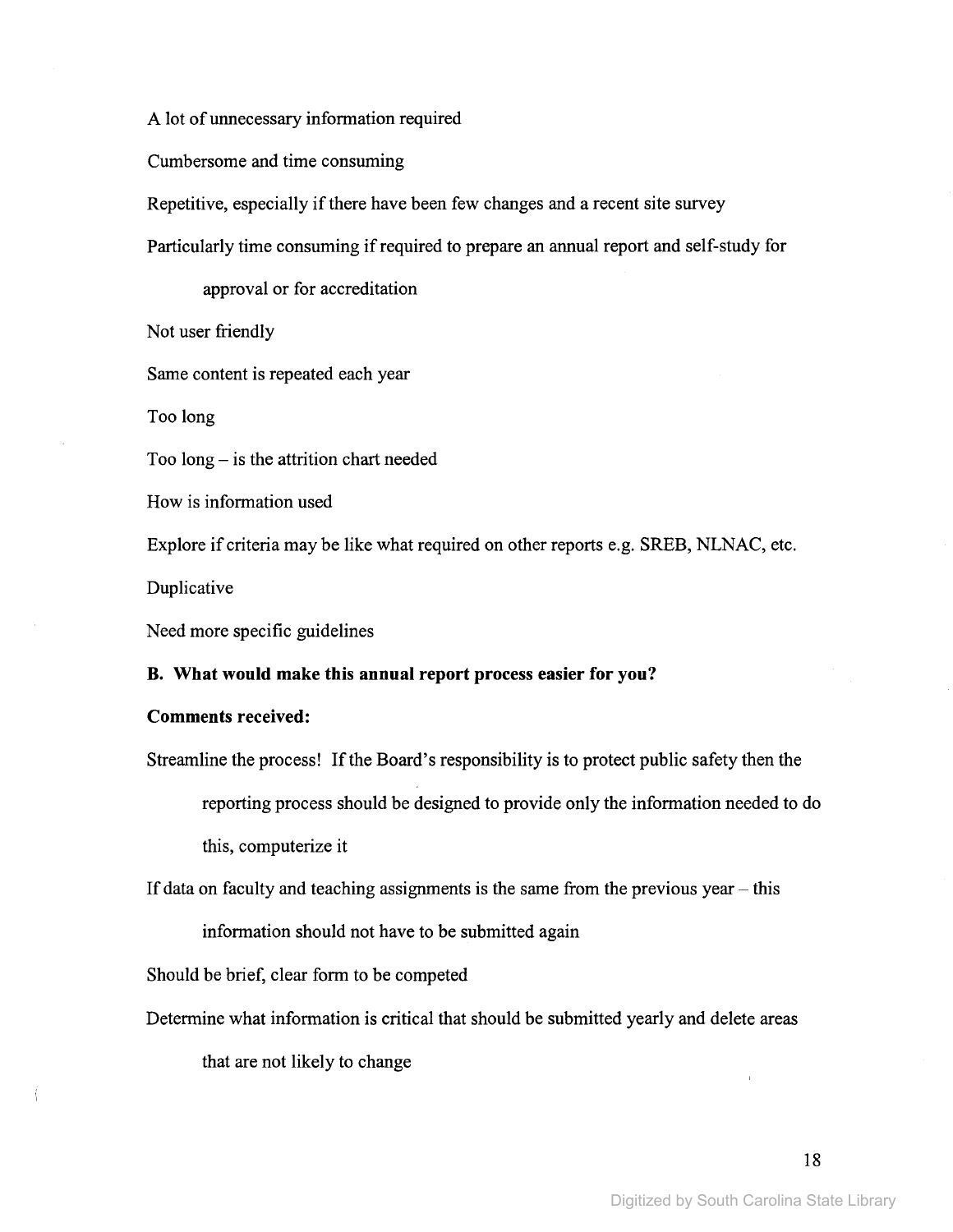A lot of unnecessary information required

Cumbersome and time consuming

Repetitive, especially if there have been few changes and a recent site survey

Particularly time consuming if required to prepare an annual report and self-study for approval or for accreditation

Not user friendly

Same content is repeated each year

Too long

Too long – is the attrition chart needed

How is information used

Explore if criteria may be like what required on other reports e.g. SREB, NLNAC, etc.

Duplicative

Need more specific guidelines

**B. What would make this annual report process easier for you?**

**Comments received:**

Streamline the process! If the Board's responsibility is to protect public safety then the reporting process should be designed to provide only the information needed to do this, computerize it

If data on faculty and teaching assignments is the same from the previous year – this information should not have to be submitted again

Should be brief, clear form to be competed

Determine what information is critical that should be submitted yearly and delete areas that are not likely to change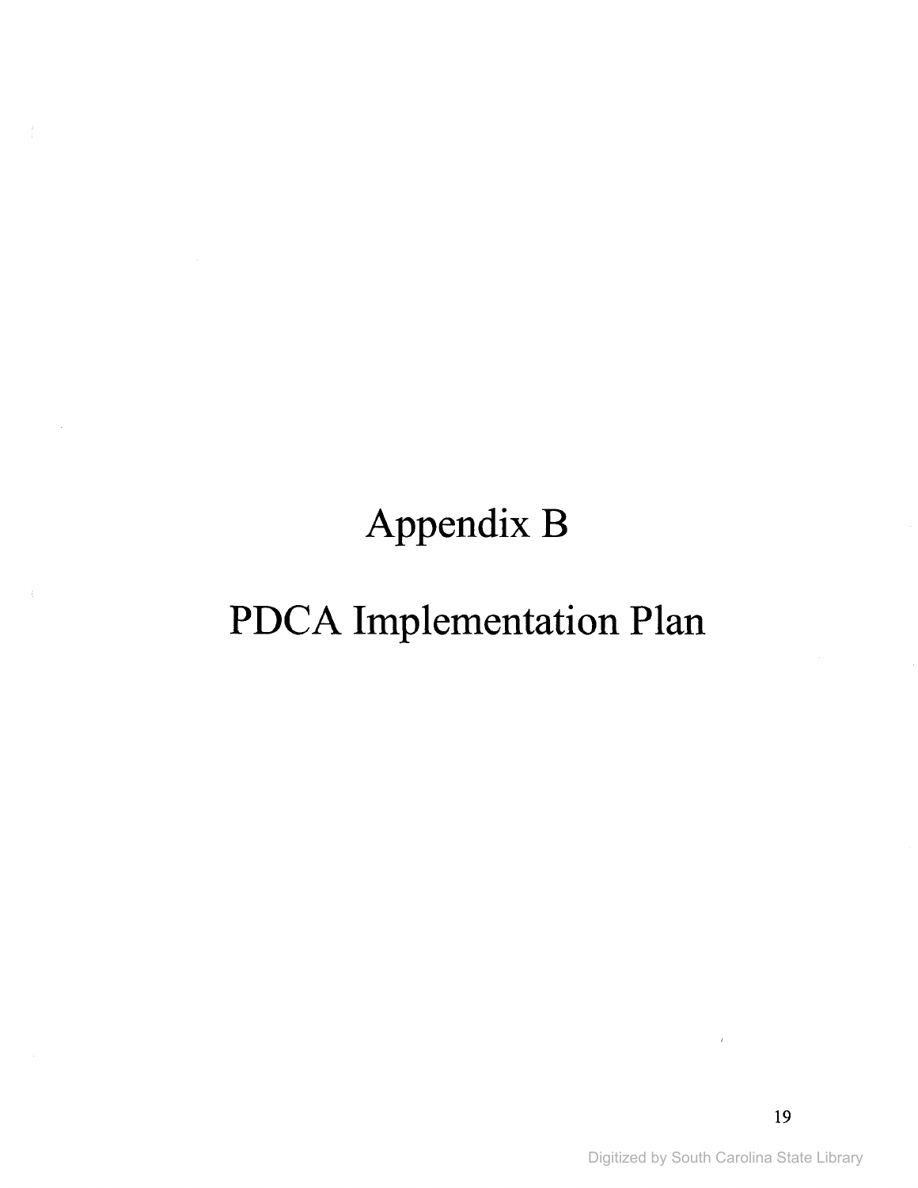# Appendix B

# PDCA Implementation Plan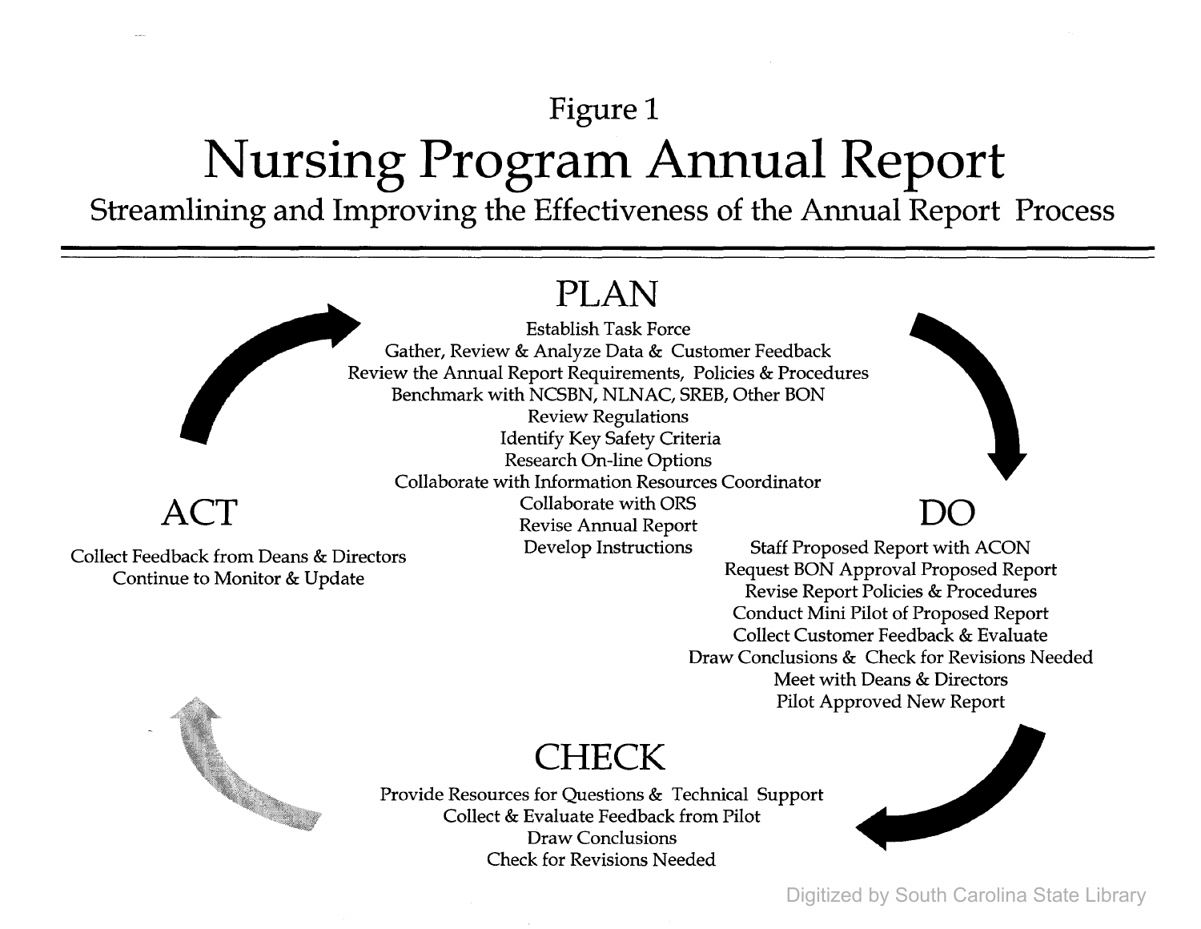Figure 1

# Nursing Program Annual Report

## Streamlining and Improving the Effectiveness of the Annual Report Process

### PLAN

Establish Task Force
Gather, Review & Analyze Data & Customer Feedback
Review the Annual Report Requirements, Policies & Procedures
Benchmark with NCSBN, NLNAC, SREB, Other BON
Review Regulations
Identify Key Safety Criteria
Research On-line Options
Collaborate with Information Resources Coordinator
Collaborate with ORS
Revise Annual Report
Develop Instructions

### DO

Staff Proposed Report with ACON
Request BON Approval Proposed Report
Revise Report Policies & Procedures
Conduct Mini Pilot of Proposed Report
Collect Customer Feedback & Evaluate
Draw Conclusions & Check for Revisions Needed
Meet with Deans & Directors
Pilot Approved New Report

### CHECK

Provide Resources for Questions & Technical Support
Collect & Evaluate Feedback from Pilot
Draw Conclusions
Check for Revisions Needed

### ACT

Collect Feedback from Deans & Directors
Continue to Monitor & Update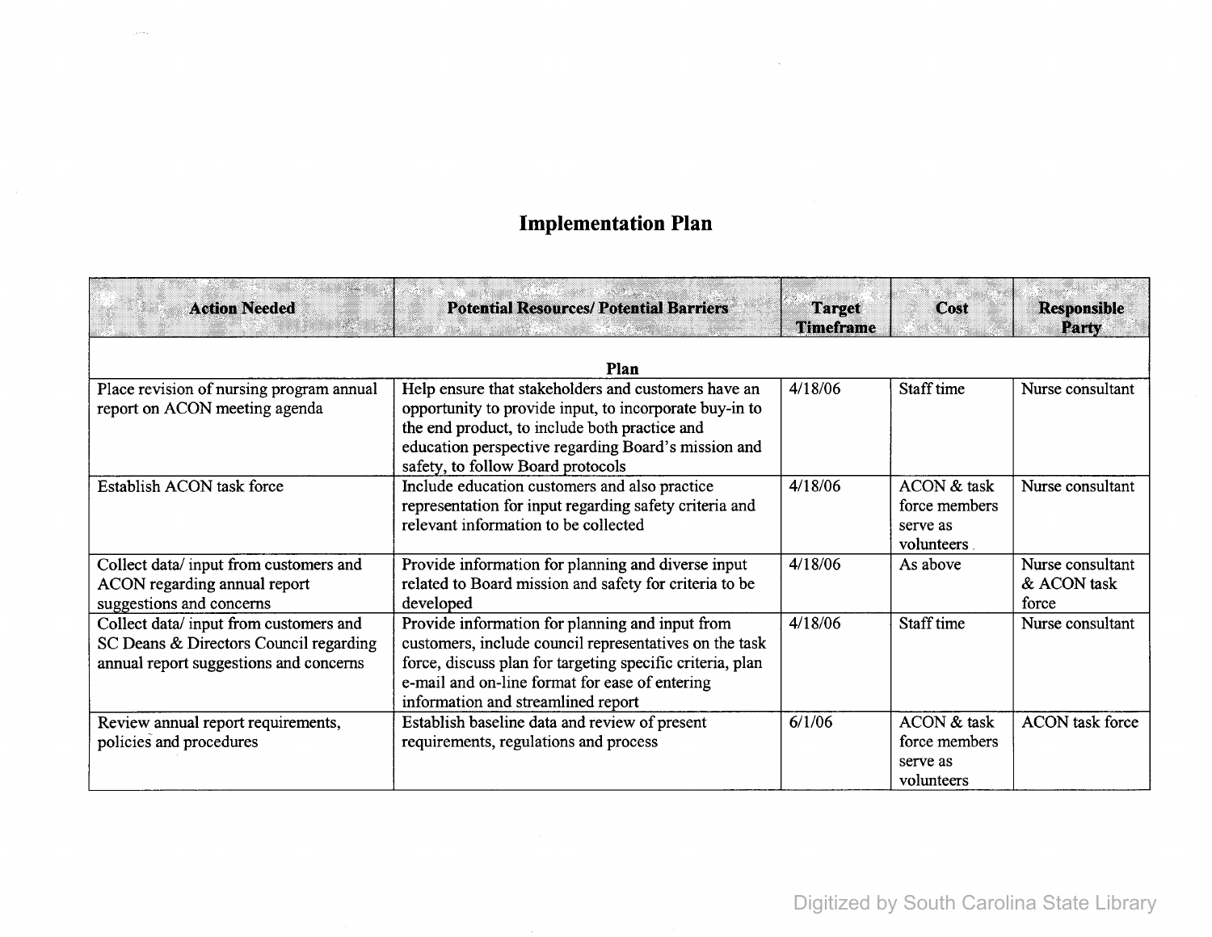# Implementation Plan

| Action Needed | Potential Resources/ Potential Barriers | Target Timeframe | Cost | Responsible Party |
|---|---|---|---|---|
| **Plan** | | | | |
| Place revision of nursing program annual report on ACON meeting agenda | Help ensure that stakeholders and customers have an opportunity to provide input, to incorporate buy-in to the end product, to include both practice and education perspective regarding Board's mission and safety, to follow Board protocols | 4/18/06 | Staff time | Nurse consultant |
| Establish ACON task force | Include education customers and also practice representation for input regarding safety criteria and relevant information to be collected | 4/18/06 | ACON & task force members serve as volunteers | Nurse consultant |
| Collect data/ input from customers and ACON regarding annual report suggestions and concerns | Provide information for planning and diverse input related to Board mission and safety for criteria to be developed | 4/18/06 | As above | Nurse consultant & ACON task force |
| Collect data/ input from customers and SC Deans & Directors Council regarding annual report suggestions and concerns | Provide information for planning and input from customers, include council representatives on the task force, discuss plan for targeting specific criteria, plan e-mail and on-line format for ease of entering information and streamlined report | 4/18/06 | Staff time | Nurse consultant |
| Review annual report requirements, policies and procedures | Establish baseline data and review of present requirements, regulations and process | 6/1/06 | ACON & task force members serve as volunteers | ACON task force |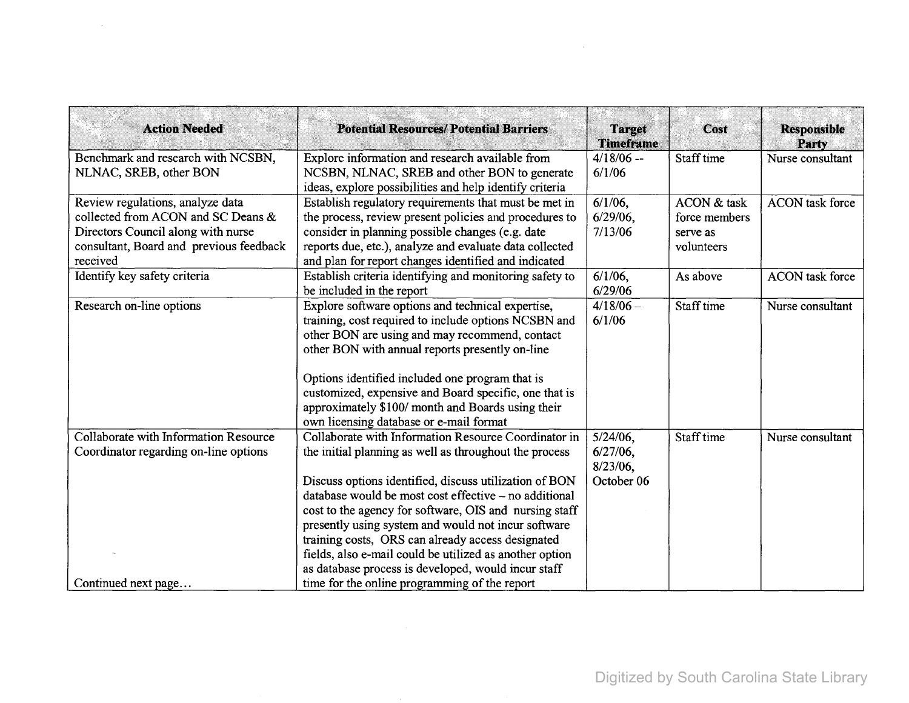| Action Needed | Potential Resources/ Potential Barriers | Target Timeframe | Cost | Responsible Party |
| --- | --- | --- | --- | --- |
| Benchmark and research with NCSBN, NLNAC, SREB, other BON | Explore information and research available from NCSBN, NLNAC, SREB and other BON to generate ideas, explore possibilities and help identify criteria | 4/18/06 -- 6/1/06 | Staff time | Nurse consultant |
| Review regulations, analyze data collected from ACON and SC Deans & Directors Council along with nurse consultant, Board and previous feedback received | Establish regulatory requirements that must be met in the process, review present policies and procedures to consider in planning possible changes (e.g. date reports due, etc.), analyze and evaluate data collected and plan for report changes identified and indicated | 6/1/06, 6/29/06, 7/13/06 | ACON & task force members serve as volunteers | ACON task force |
| Identify key safety criteria | Establish criteria identifying and monitoring safety to be included in the report | 6/1/06, 6/29/06 | As above | ACON task force |
| Research on-line options | Explore software options and technical expertise, training, cost required to include options NCSBN and other BON are using and may recommend, contact other BON with annual reports presently on-line<br><br>Options identified included one program that is customized, expensive and Board specific, one that is approximately $100/ month and Boards using their own licensing database or e-mail format | 4/18/06 – 6/1/06 | Staff time | Nurse consultant |
| Collaborate with Information Resource Coordinator regarding on-line options<br><br>Continued next page… | Collaborate with Information Resource Coordinator in the initial planning as well as throughout the process<br><br>Discuss options identified, discuss utilization of BON database would be most cost effective – no additional cost to the agency for software, OIS and nursing staff presently using system and would not incur software training costs, ORS can already access designated fields, also e-mail could be utilized as another option as database process is developed, would incur staff time for the online programming of the report | 5/24/06, 6/27/06, 8/23/06, October 06 | Staff time | Nurse consultant |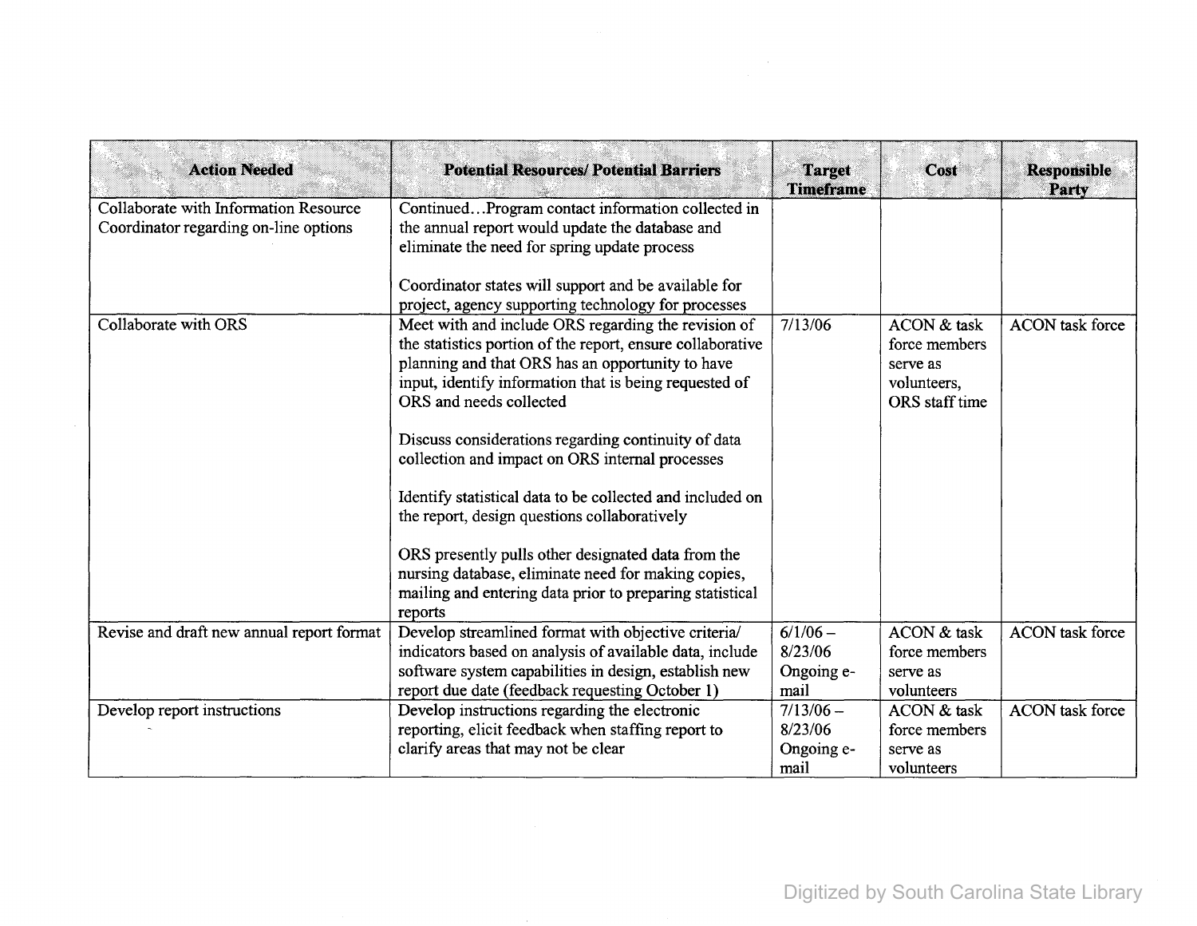| Action Needed | Potential Resources/ Potential Barriers | Target Timeframe | Cost | Responsible Party |
|---|---|---|---|---|
| Collaborate with Information Resource Coordinator regarding on-line options | Continued…Program contact information collected in the annual report would update the database and eliminate the need for spring update process<br><br>Coordinator states will support and be available for project, agency supporting technology for processes | | | |
| Collaborate with ORS | Meet with and include ORS regarding the revision of the statistics portion of the report, ensure collaborative planning and that ORS has an opportunity to have input, identify information that is being requested of ORS and needs collected<br><br>Discuss considerations regarding continuity of data collection and impact on ORS internal processes<br><br>Identify statistical data to be collected and included on the report, design questions collaboratively<br><br>ORS presently pulls other designated data from the nursing database, eliminate need for making copies, mailing and entering data prior to preparing statistical reports | 7/13/06 | ACON & task force members serve as volunteers, ORS staff time | ACON task force |
| Revise and draft new annual report format | Develop streamlined format with objective criteria/ indicators based on analysis of available data, include software system capabilities in design, establish new report due date (feedback requesting October 1) | 6/1/06 – 8/23/06 Ongoing e-mail | ACON & task force members serve as volunteers | ACON task force |
| Develop report instructions | Develop instructions regarding the electronic reporting, elicit feedback when staffing report to clarify areas that may not be clear | 7/13/06 – 8/23/06 Ongoing e-mail | ACON & task force members serve as volunteers | ACON task force |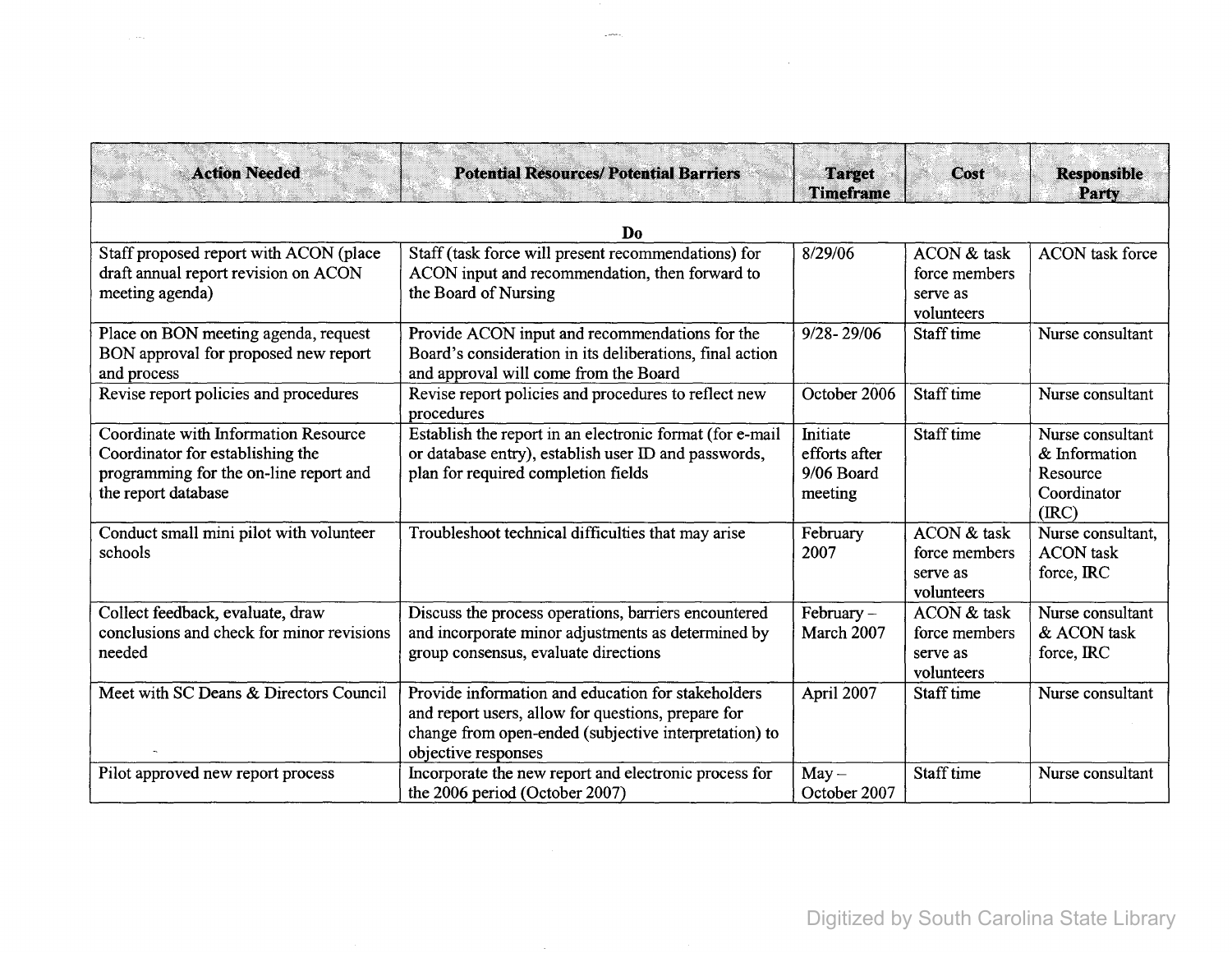| Action Needed | Potential Resources/ Potential Barriers | Target Timeframe | Cost | Responsible Party |
|---|---|---|---|---|
| **Do** | | | | |
| Staff proposed report with ACON (place draft annual report revision on ACON meeting agenda) | Staff (task force will present recommendations) for ACON input and recommendation, then forward to the Board of Nursing | 8/29/06 | ACON & task force members serve as volunteers | ACON task force |
| Place on BON meeting agenda, request BON approval for proposed new report and process | Provide ACON input and recommendations for the Board's consideration in its deliberations, final action and approval will come from the Board | 9/28- 29/06 | Staff time | Nurse consultant |
| Revise report policies and procedures | Revise report policies and procedures to reflect new procedures | October 2006 | Staff time | Nurse consultant |
| Coordinate with Information Resource Coordinator for establishing the programming for the on-line report and the report database | Establish the report in an electronic format (for e-mail or database entry), establish user ID and passwords, plan for required completion fields | Initiate efforts after 9/06 Board meeting | Staff time | Nurse consultant & Information Resource Coordinator (IRC) |
| Conduct small mini pilot with volunteer schools | Troubleshoot technical difficulties that may arise | February 2007 | ACON & task force members serve as volunteers | Nurse consultant, ACON task force, IRC |
| Collect feedback, evaluate, draw conclusions and check for minor revisions needed | Discuss the process operations, barriers encountered and incorporate minor adjustments as determined by group consensus, evaluate directions | February – March 2007 | ACON & task force members serve as volunteers | Nurse consultant & ACON task force, IRC |
| Meet with SC Deans & Directors Council | Provide information and education for stakeholders and report users, allow for questions, prepare for change from open-ended (subjective interpretation) to objective responses | April 2007 | Staff time | Nurse consultant |
| Pilot approved new report process | Incorporate the new report and electronic process for the 2006 period (October 2007) | May – October 2007 | Staff time | Nurse consultant |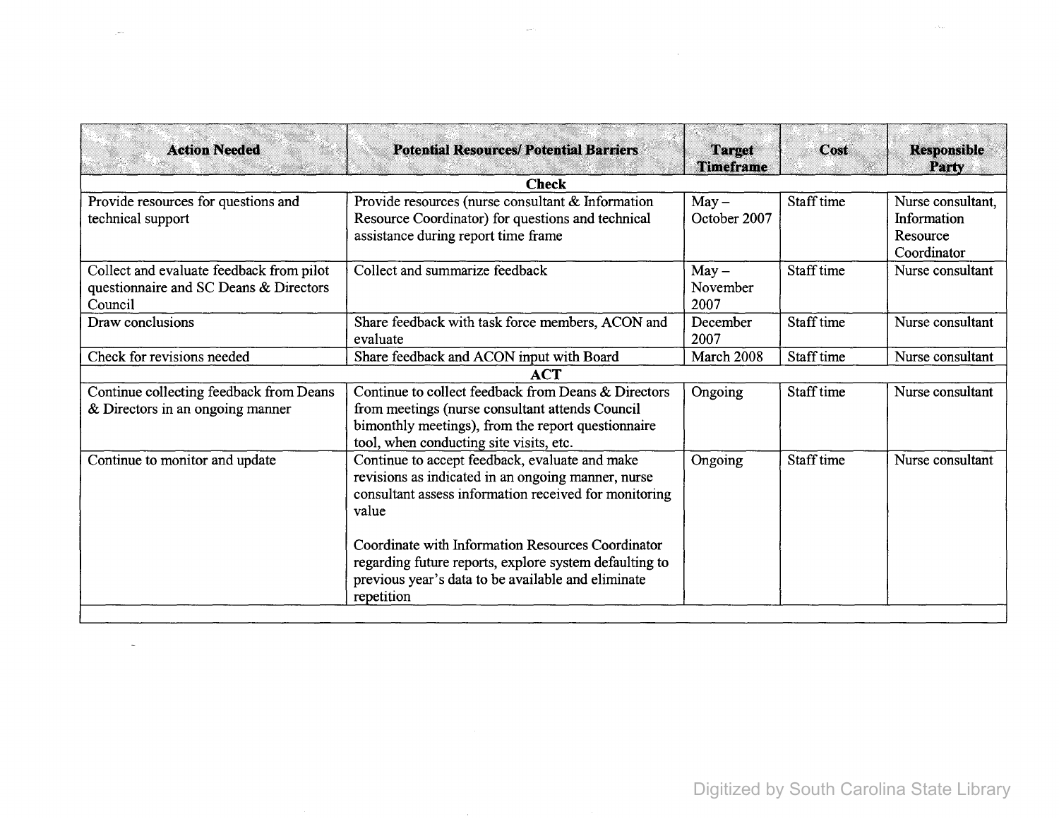| Action Needed | Potential Resources/ Potential Barriers | Target Timeframe | Cost | Responsible Party |
|---|---|---|---|---|
| **Check** | | | | |
| Provide resources for questions and technical support | Provide resources (nurse consultant & Information Resource Coordinator) for questions and technical assistance during report time frame | May – October 2007 | Staff time | Nurse consultant, Information Resource Coordinator |
| Collect and evaluate feedback from pilot questionnaire and SC Deans & Directors Council | Collect and summarize feedback | May – November 2007 | Staff time | Nurse consultant |
| Draw conclusions | Share feedback with task force members, ACON and evaluate | December 2007 | Staff time | Nurse consultant |
| Check for revisions needed | Share feedback and ACON input with Board | March 2008 | Staff time | Nurse consultant |
| **ACT** | | | | |
| Continue collecting feedback from Deans & Directors in an ongoing manner | Continue to collect feedback from Deans & Directors from meetings (nurse consultant attends Council bimonthly meetings), from the report questionnaire tool, when conducting site visits, etc. | Ongoing | Staff time | Nurse consultant |
| Continue to monitor and update | Continue to accept feedback, evaluate and make revisions as indicated in an ongoing manner, nurse consultant assess information received for monitoring value<br><br>Coordinate with Information Resources Coordinator regarding future reports, explore system defaulting to previous year's data to be available and eliminate repetition | Ongoing | Staff time | Nurse consultant |